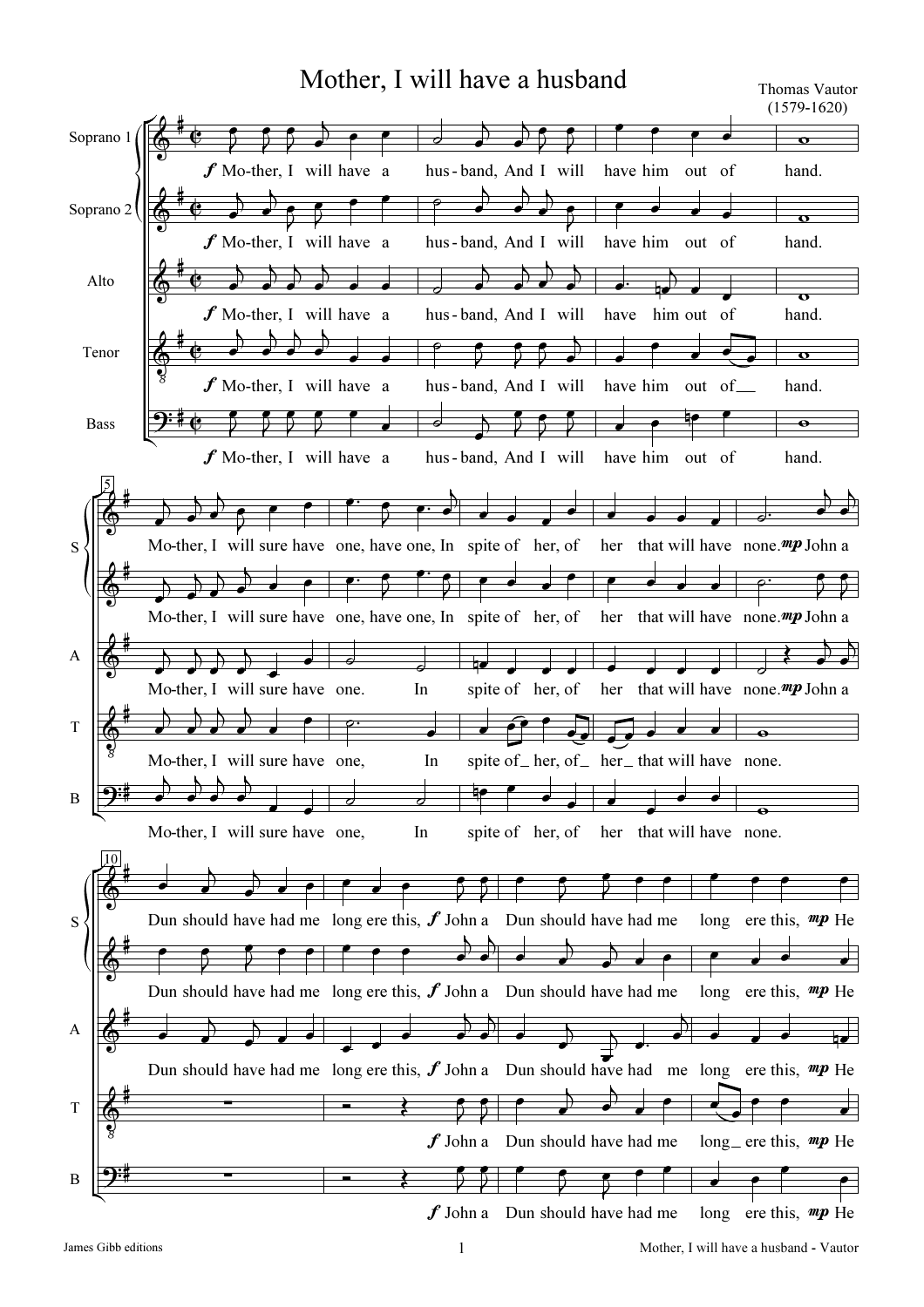# Mother, I will have a husband

Thomas Vautor
(1579-1620)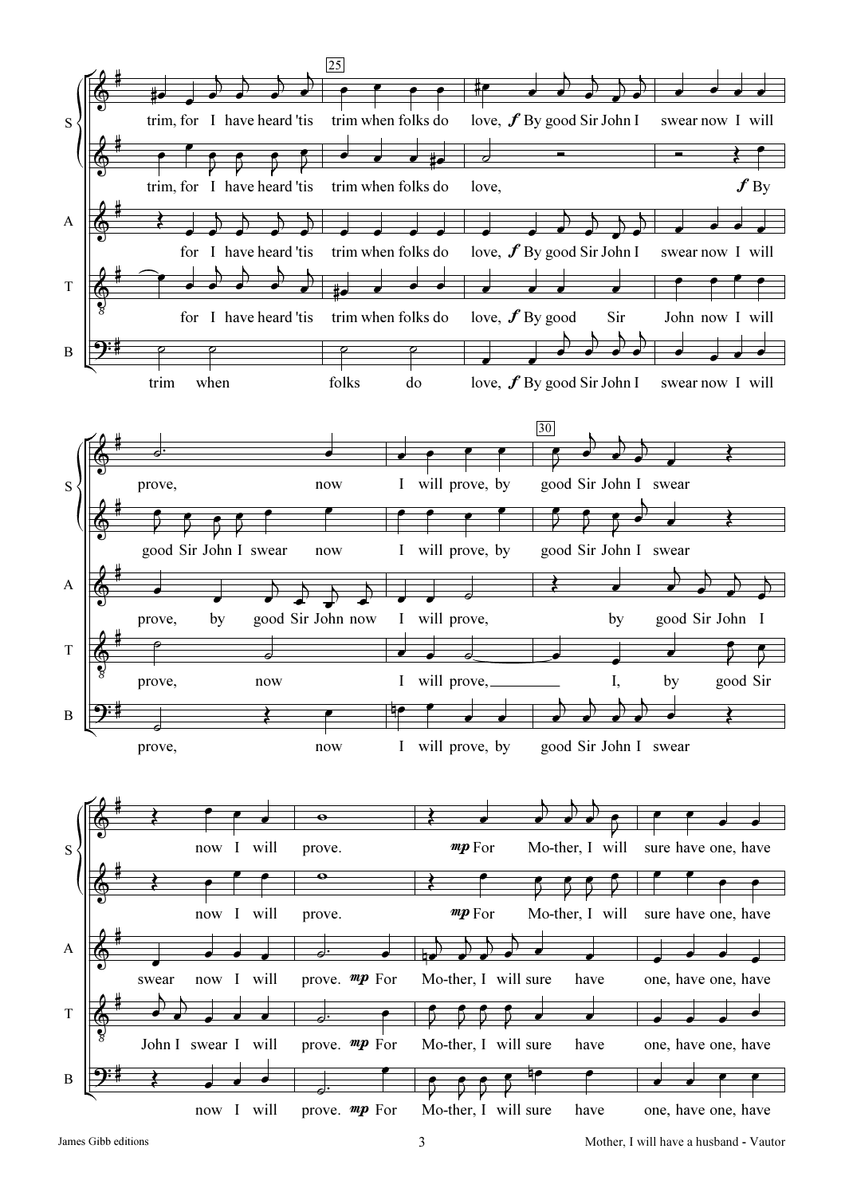S: trim, for I have heard 'tis trim when folks do love, *f* By good Sir John I swear now I will

S: trim, for I have heard 'tis trim when folks do love, *f* By

A: for I have heard 'tis trim when folks do love, *f* By good Sir John I swear now I will

T: for I have heard 'tis trim when folks do love, *f* By good Sir John now I will

B: trim when folks do love, *f* By good Sir John I swear now I will

S: prove, now I will prove, by good Sir John I swear

S: good Sir John I swear now I will prove, by good Sir John I swear

A: prove, by good Sir John now I will prove, by good Sir John I

T: prove, now I will prove, I, by good Sir

B: prove, now I will prove, by good Sir John I swear

S: now I will prove. *mp* For Mo-ther, I will sure have one, have

S: now I will prove. *mp* For Mo-ther, I will sure have one, have

A: swear now I will prove. *mp* For Mo-ther, I will sure have one, have one, have

T: John I swear I will prove. *mp* For Mo-ther, I will sure have one, have one, have

B: now I will prove. *mp* For Mo-ther, I will sure have one, have one, have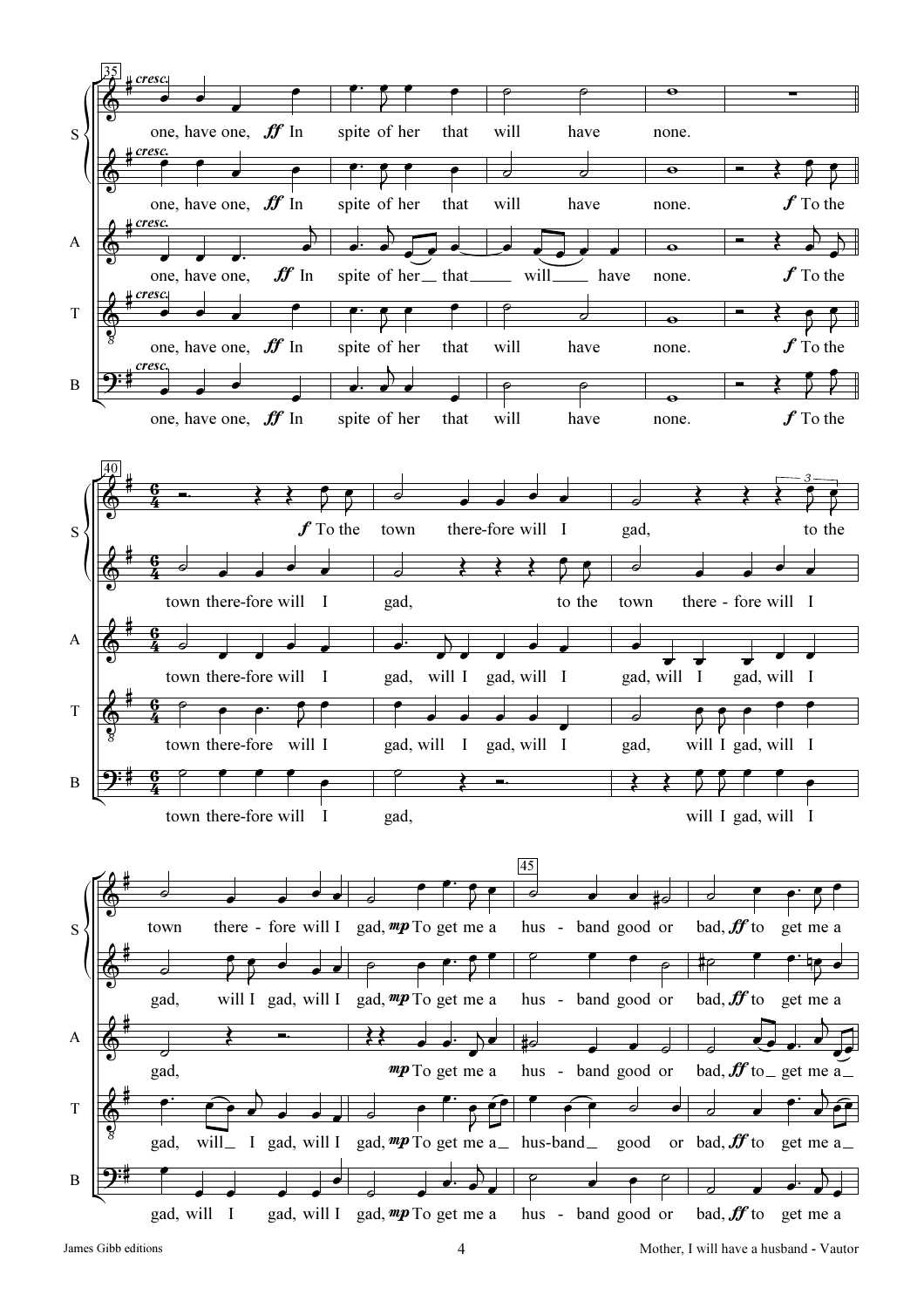**35**

S: *cresc.* one, have one, ***ff*** In spite of her that will have none.

S: *cresc.* one, have one, ***ff*** In spite of her that will have none. ***f*** To the

A: *cresc.* one, have one, ***ff*** In spite of her_ that_____ will____ have none. ***f*** To the

T: *cresc.* one, have one, ***ff*** In spite of her that will have none. ***f*** To the

B: *cresc.* one, have one, ***ff*** In spite of her that will have none. ***f*** To the

**40**

S: ***f*** To the town there-fore will I gad, to the

S: town there-fore will I gad, to the town there - fore will I

A: town there-fore will I gad, will I gad, will I gad, will I gad, will I

T: town there-fore will I gad, will I gad, will I gad, will I gad, will I

B: town there-fore will I gad, will I gad, will I

S: town there - fore will I gad, ***mp*** To get me a hus - band good or bad, ***ff*** to get me a

S: gad, will I gad, will I gad, ***mp*** To get me a hus - band good or bad, ***ff*** to get me a

A: gad, ***mp*** To get me a hus - band good or bad, ***ff*** to_ get me a_

T: gad, will_ I gad, will I gad, ***mp*** To get me a_ hus-band_ good or bad, ***ff*** to get me a_

B: gad, will I gad, will I gad, ***mp*** To get me a hus - band good or bad, ***ff*** to get me a

**45**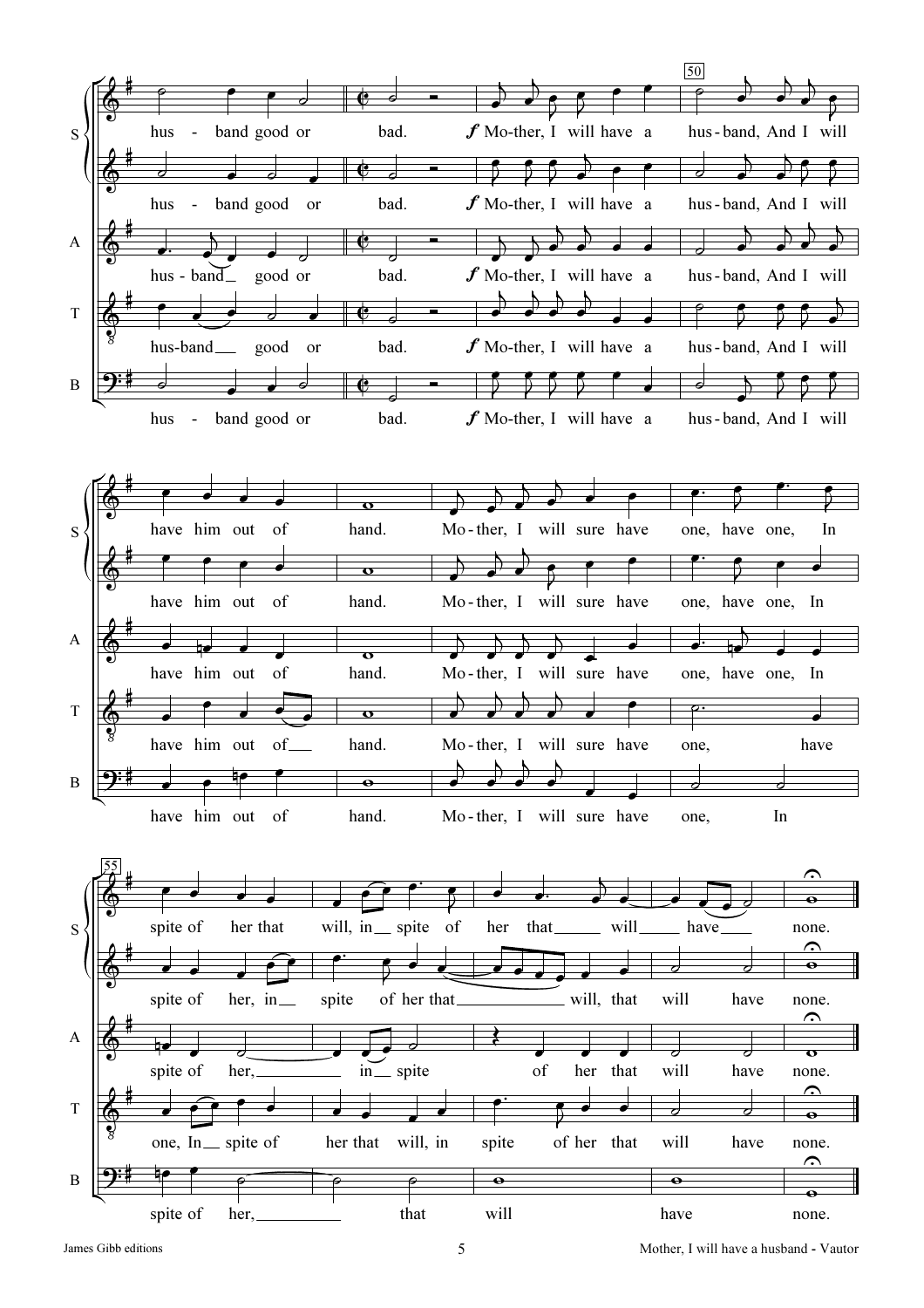S: hus - band good or bad. *f* Mo-ther, I will have a hus-band, And I will

S: hus - band good or bad. *f* Mo-ther, I will have a hus-band, And I will

A: hus - band good or bad. *f* Mo-ther, I will have a hus-band, And I will

T: hus-band good or bad. *f* Mo-ther, I will have a hus-band, And I will

B: hus - band good or bad. *f* Mo-ther, I will have a hus-band, And I will

S: have him out of hand. Mo-ther, I will sure have one, have one, In

S: have him out of hand. Mo-ther, I will sure have one, have one, In

A: have him out of hand. Mo-ther, I will sure have one, have one, In

T: have him out of hand. Mo-ther, I will sure have one, have

B: have him out of hand. Mo-ther, I will sure have one, In

S: spite of her that will, in spite of her that will have none.

S: spite of her, in spite of her that will, that will have none.

A: spite of her, in spite of her that will have none.

T: one, In spite of her that will, in spite of her that will have none.

B: spite of her, that will have none.